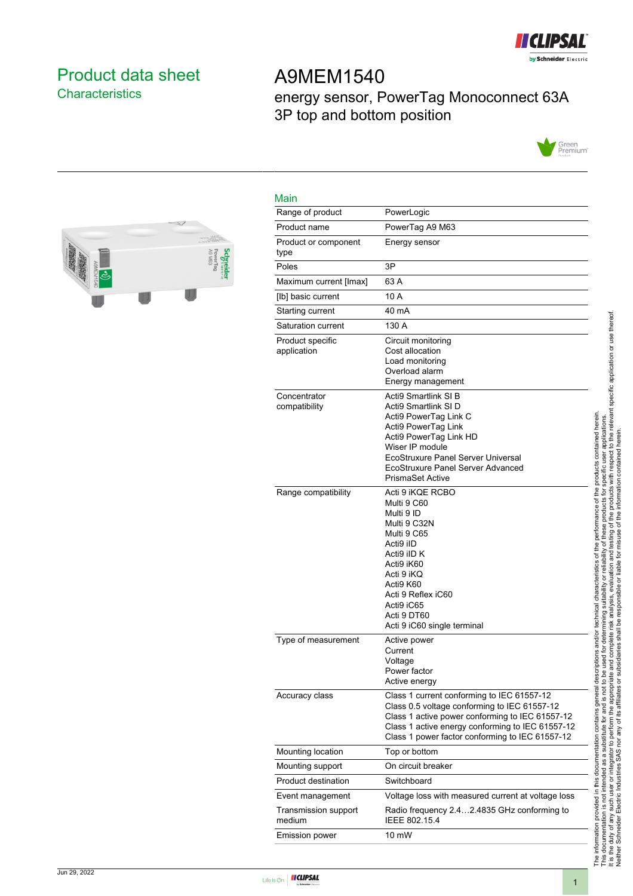# Product data sheet
## Characteristics

# A9MEM1540

energy sensor, PowerTag Monoconnect 63A 3P top and bottom position

## Main

| | |
|---|---|
| Range of product | PowerLogic |
| Product name | PowerTag A9 M63 |
| Product or component type | Energy sensor |
| Poles | 3P |
| Maximum current [Imax] | 63 A |
| [Ib] basic current | 10 A |
| Starting current | 40 mA |
| Saturation current | 130 A |
| Product specific application | Circuit monitoring<br>Cost allocation<br>Load monitoring<br>Overload alarm<br>Energy management |
| Concentrator compatibility | Acti9 Smartlink SI B<br>Acti9 Smartlink SI D<br>Acti9 PowerTag Link C<br>Acti9 PowerTag Link<br>Acti9 PowerTag Link HD<br>Wiser IP module<br>EcoStruxure Panel Server Universal<br>EcoStruxure Panel Server Advanced<br>PrismaSet Active |
| Range compatibility | Acti 9 iKQE RCBO<br>Multi 9 C60<br>Multi 9 ID<br>Multi 9 C32N<br>Multi 9 C65<br>Acti9 iID<br>Acti9 iID K<br>Acti9 iK60<br>Acti 9 iKQ<br>Acti9 K60<br>Acti 9 Reflex iC60<br>Acti9 iC65<br>Acti 9 DT60<br>Acti 9 iC60 single terminal |
| Type of measurement | Active power<br>Current<br>Voltage<br>Power factor<br>Active energy |
| Accuracy class | Class 1 current conforming to IEC 61557-12<br>Class 0.5 voltage conforming to IEC 61557-12<br>Class 1 active power conforming to IEC 61557-12<br>Class 1 active energy conforming to IEC 61557-12<br>Class 1 power factor conforming to IEC 61557-12 |
| Mounting location | Top or bottom |
| Mounting support | On circuit breaker |
| Product destination | Switchboard |
| Event management | Voltage loss with measured current at voltage loss |
| Transmission support medium | Radio frequency 2.4…2.4835 GHz conforming to IEEE 802.15.4 |
| Emission power | 10 mW |

The information provided in this documentation contains general descriptions and/or technical characteristics of the performance of the products contained herein. This documentation is not intended as a substitute for and is not to be used for determining suitability or reliability of these products for specific user applications. It is the duty of any such user or integrator to perform the appropriate and complete risk analysis, evaluation and testing of the products with respect to the relevant specific application or use thereof. Neither Schneider Electric Industries SAS nor any of its affiliates or subsidiaries shall be responsible or liable for misuse of the information contained herein.

Jun 29, 2022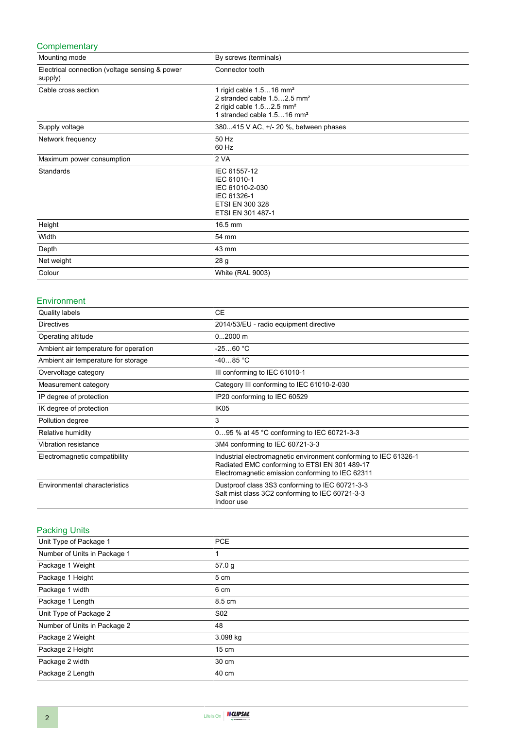## Complementary

| | |
|---|---|
| Mounting mode | By screws (terminals) |
| Electrical connection (voltage sensing & power supply) | Connector tooth |
| Cable cross section | 1 rigid cable 1.5…16 mm²<br>2 stranded cable 1.5…2.5 mm²<br>2 rigid cable 1.5…2.5 mm²<br>1 stranded cable 1.5…16 mm² |
| Supply voltage | 380...415 V AC, +/- 20 %, between phases |
| Network frequency | 50 Hz<br>60 Hz |
| Maximum power consumption | 2 VA |
| Standards | IEC 61557-12<br>IEC 61010-1<br>IEC 61010-2-030<br>IEC 61326-1<br>ETSI EN 300 328<br>ETSI EN 301 487-1 |
| Height | 16.5 mm |
| Width | 54 mm |
| Depth | 43 mm |
| Net weight | 28 g |
| Colour | White (RAL 9003) |

## Environment

| | |
|---|---|
| Quality labels | CE |
| Directives | 2014/53/EU - radio equipment directive |
| Operating altitude | 0...2000 m |
| Ambient air temperature for operation | -25…60 °C |
| Ambient air temperature for storage | -40…85 °C |
| Overvoltage category | III conforming to IEC 61010-1 |
| Measurement category | Category III conforming to IEC 61010-2-030 |
| IP degree of protection | IP20 conforming to IEC 60529 |
| IK degree of protection | IK05 |
| Pollution degree | 3 |
| Relative humidity | 0…95 % at 45 °C conforming to IEC 60721-3-3 |
| Vibration resistance | 3M4 conforming to IEC 60721-3-3 |
| Electromagnetic compatibility | Industrial electromagnetic environment conforming to IEC 61326-1<br>Radiated EMC conforming to ETSI EN 301 489-17<br>Electromagnetic emission conforming to IEC 62311 |
| Environmental characteristics | Dustproof class 3S3 conforming to IEC 60721-3-3<br>Salt mist class 3C2 conforming to IEC 60721-3-3<br>Indoor use |

## Packing Units

| | |
|---|---|
| Unit Type of Package 1 | PCE |
| Number of Units in Package 1 | 1 |
| Package 1 Weight | 57.0 g |
| Package 1 Height | 5 cm |
| Package 1 width | 6 cm |
| Package 1 Length | 8.5 cm |
| Unit Type of Package 2 | S02 |
| Number of Units in Package 2 | 48 |
| Package 2 Weight | 3.098 kg |
| Package 2 Height | 15 cm |
| Package 2 width | 30 cm |
| Package 2 Length | 40 cm |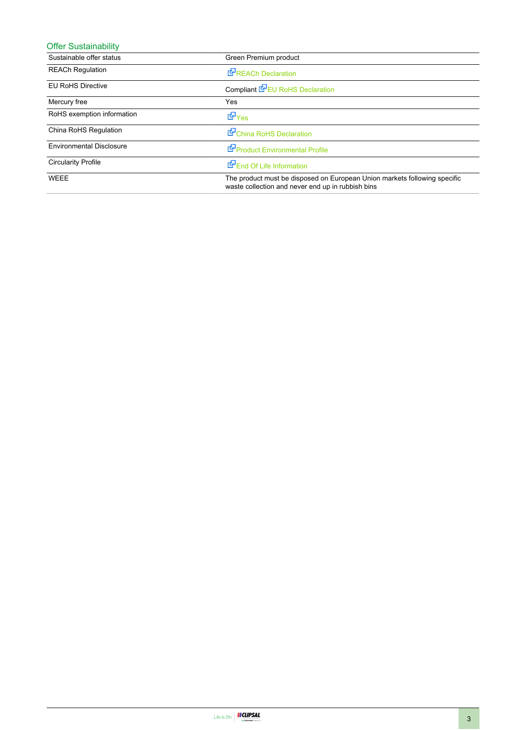## Offer Sustainability

| | |
|---|---|
| Sustainable offer status | Green Premium product |
| REACh Regulation | REACh Declaration |
| EU RoHS Directive | Compliant EU RoHS Declaration |
| Mercury free | Yes |
| RoHS exemption information | Yes |
| China RoHS Regulation | China RoHS Declaration |
| Environmental Disclosure | Product Environmental Profile |
| Circularity Profile | End Of Life Information |
| WEEE | The product must be disposed on European Union markets following specific waste collection and never end up in rubbish bins |